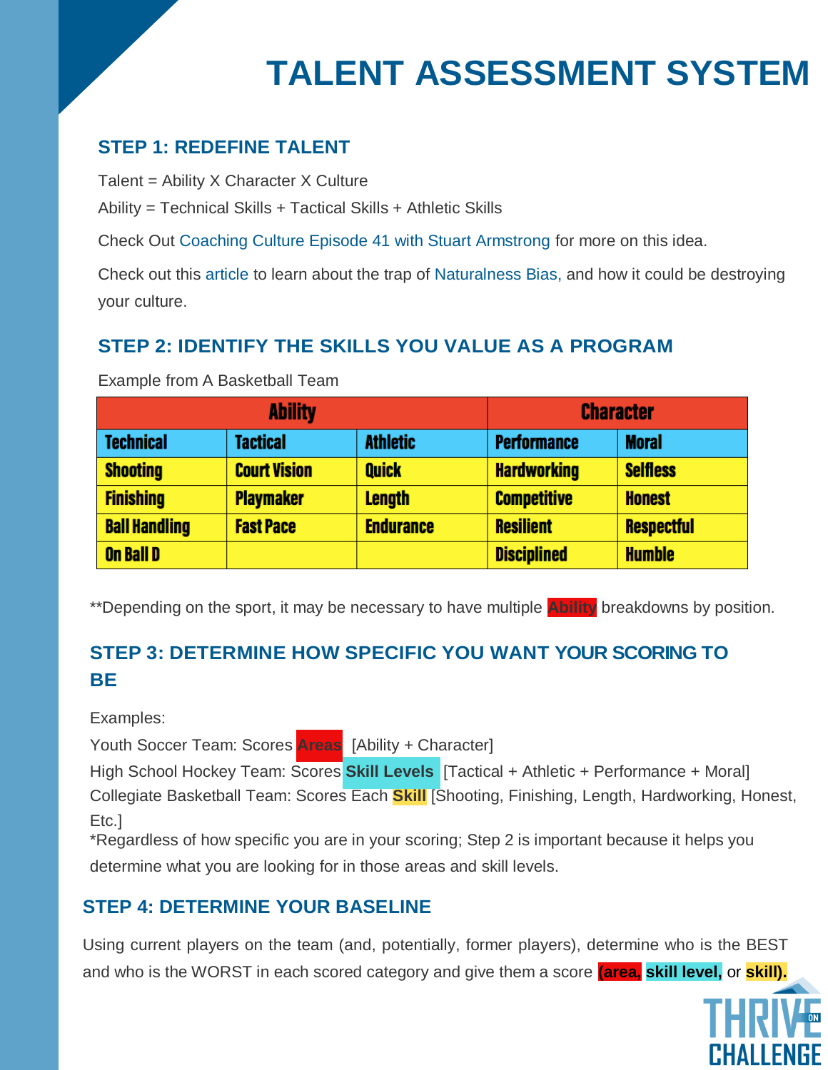# TALENT ASSESSMENT SYSTEM

## STEP 1: REDEFINE TALENT

Talent = Ability X Character X Culture

Ability = Technical Skills + Tactical Skills + Athletic Skills

Check Out Coaching Culture Episode 41 with Stuart Armstrong for more on this idea.

Check out this article to learn about the trap of Naturalness Bias, and how it could be destroying your culture.

## STEP 2: IDENTIFY THE SKILLS YOU VALUE AS A PROGRAM

Example from A Basketball Team

| Ability | | | Character | |
|---|---|---|---|---|
| **Technical** | **Tactical** | **Athletic** | **Performance** | **Moral** |
| Shooting | Court Vision | Quick | Hardworking | Selfless |
| Finishing | Playmaker | Length | Competitive | Honest |
| Ball Handling | Fast Pace | Endurance | Resilient | Respectful |
| On Ball D | | | Disciplined | Humble |

**Depending on the sport, it may be necessary to have multiple **Ability** breakdowns by position.

## STEP 3: DETERMINE HOW SPECIFIC YOU WANT YOUR SCORING TO BE

Examples:

Youth Soccer Team: Scores **Areas** [Ability + Character]

High School Hockey Team: Scores **Skill Levels** [Tactical + Athletic + Performance + Moral]

Collegiate Basketball Team: Scores Each **Skill** [Shooting, Finishing, Length, Hardworking, Honest, Etc.]

*Regardless of how specific you are in your scoring; Step 2 is important because it helps you determine what you are looking for in those areas and skill levels.

## STEP 4: DETERMINE YOUR BASELINE

Using current players on the team (and, potentially, former players), determine who is the BEST and who is the WORST in each scored category and give them a score **(area,** **skill level,** or **skill).**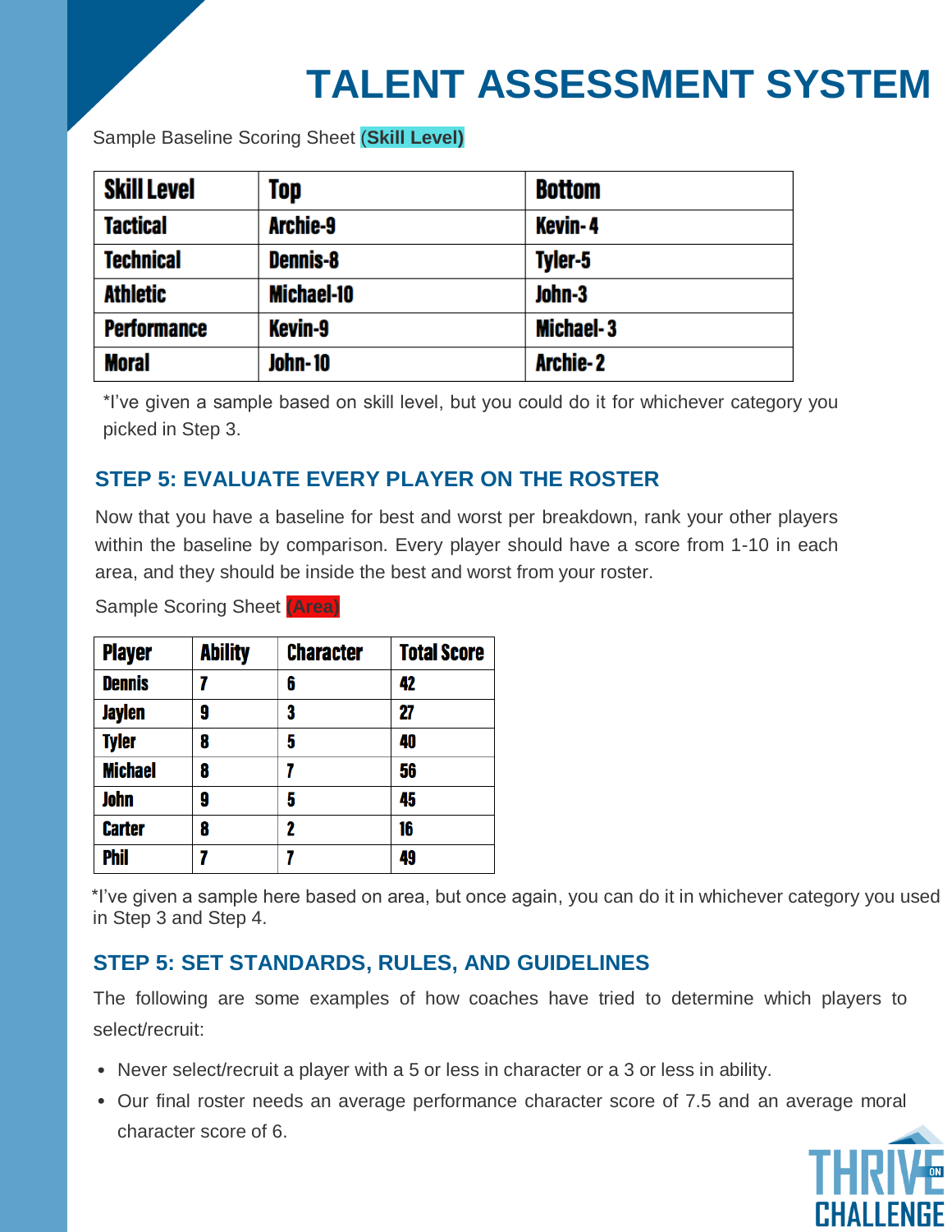# TALENT ASSESSMENT SYSTEM

Sample Baseline Scoring Sheet **(Skill Level)**

| Skill Level | Top | Bottom |
|---|---|---|
| Tactical | Archie-9 | Kevin- 4 |
| Technical | Dennis-8 | Tyler-5 |
| Athletic | Michael-10 | John-3 |
| Performance | Kevin-9 | Michael- 3 |
| Moral | John- 10 | Archie- 2 |

*I've given a sample based on skill level, but you could do it for whichever category you picked in Step 3.

## STEP 5: EVALUATE EVERY PLAYER ON THE ROSTER

Now that you have a baseline for best and worst per breakdown, rank your other players within the baseline by comparison. Every player should have a score from 1-10 in each area, and they should be inside the best and worst from your roster.

Sample Scoring Sheet **(Area)**

| Player | Ability | Character | Total Score |
|---|---|---|---|
| Dennis | 7 | 6 | 42 |
| Jaylen | 9 | 3 | 27 |
| Tyler | 8 | 5 | 40 |
| Michael | 8 | 7 | 56 |
| John | 9 | 5 | 45 |
| Carter | 8 | 2 | 16 |
| Phil | 7 | 7 | 49 |

*I've given a sample here based on area, but once again, you can do it in whichever category you used in Step 3 and Step 4.

## STEP 5: SET STANDARDS, RULES, AND GUIDELINES

The following are some examples of how coaches have tried to determine which players to select/recruit:

- Never select/recruit a player with a 5 or less in character or a 3 or less in ability.
- Our final roster needs an average performance character score of 7.5 and an average moral character score of 6.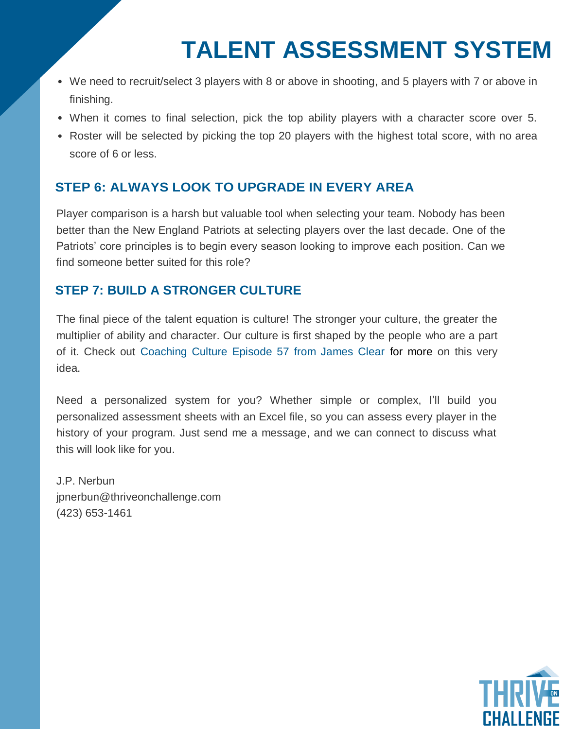# TALENT ASSESSMENT SYSTEM

- We need to recruit/select 3 players with 8 or above in shooting, and 5 players with 7 or above in finishing.
- When it comes to final selection, pick the top ability players with a character score over 5.
- Roster will be selected by picking the top 20 players with the highest total score, with no area score of 6 or less.

## STEP 6: ALWAYS LOOK TO UPGRADE IN EVERY AREA

Player comparison is a harsh but valuable tool when selecting your team. Nobody has been better than the New England Patriots at selecting players over the last decade. One of the Patriots' core principles is to begin every season looking to improve each position. Can we find someone better suited for this role?

## STEP 7: BUILD A STRONGER CULTURE

The final piece of the talent equation is culture! The stronger your culture, the greater the multiplier of ability and character. Our culture is first shaped by the people who are a part of it. Check out Coaching Culture Episode 57 from James Clear for more on this very idea.

Need a personalized system for you? Whether simple or complex, I'll build you personalized assessment sheets with an Excel file, so you can assess every player in the history of your program. Just send me a message, and we can connect to discuss what this will look like for you.

J.P. Nerbun
jpnerbun@thriveonchallenge.com
(423) 653-1461

THRIVE ON CHALLENGE